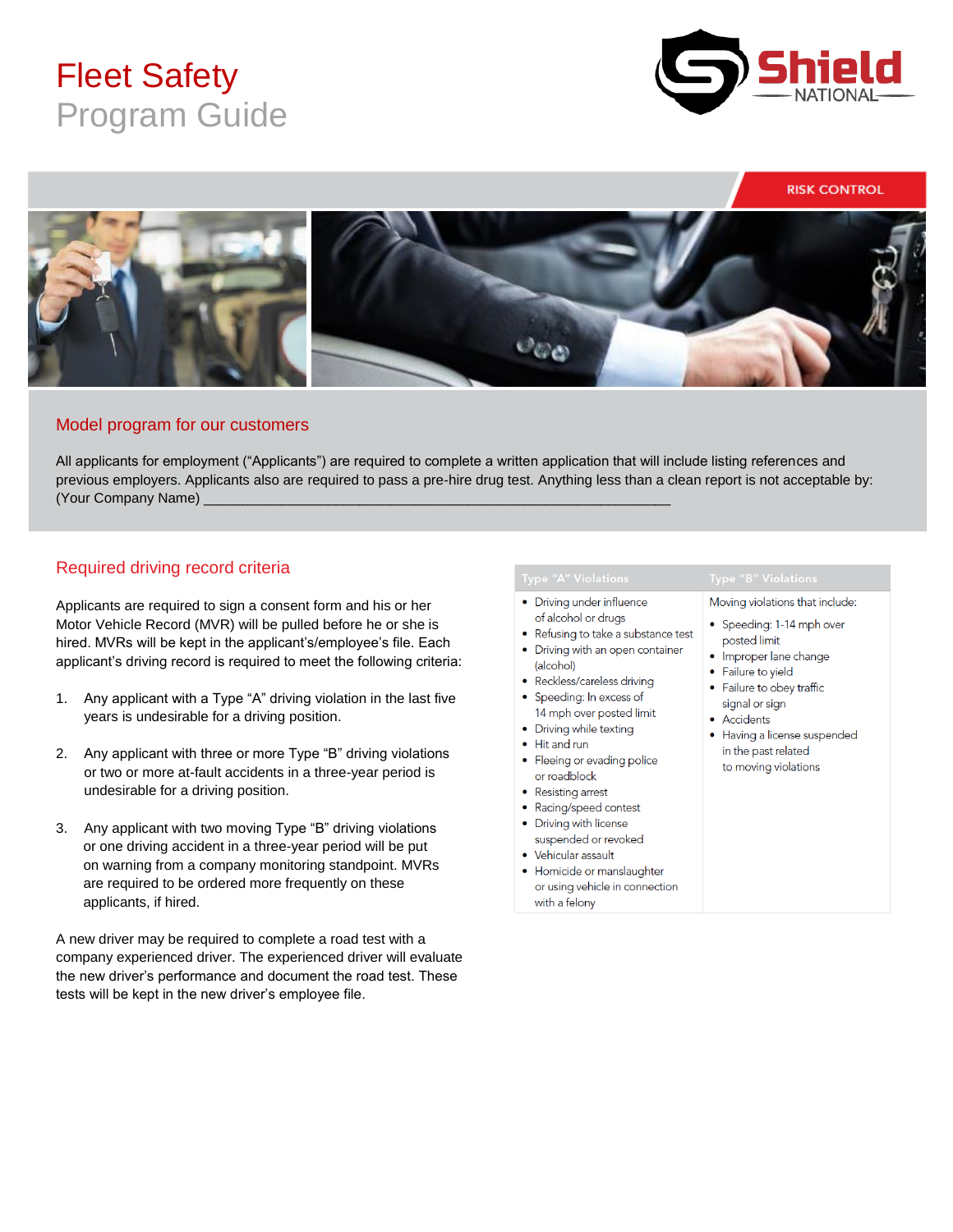# Fleet Safety
Program Guide

Shield NATIONAL

RISK CONTROL

## Model program for our customers

All applicants for employment ("Applicants") are required to complete a written application that will include listing references and previous employers. Applicants also are required to pass a pre-hire drug test. Anything less than a clean report is not acceptable by: (Your Company Name) _______________________________________________________________

## Required driving record criteria

Applicants are required to sign a consent form and his or her Motor Vehicle Record (MVR) will be pulled before he or she is hired. MVRs will be kept in the applicant's/employee's file. Each applicant's driving record is required to meet the following criteria:

1. Any applicant with a Type "A" driving violation in the last five years is undesirable for a driving position.

2. Any applicant with three or more Type "B" driving violations or two or more at-fault accidents in a three-year period is undesirable for a driving position.

3. Any applicant with two moving Type "B" driving violations or one driving accident in a three-year period will be put on warning from a company monitoring standpoint. MVRs are required to be ordered more frequently on these applicants, if hired.

A new driver may be required to complete a road test with a company experienced driver. The experienced driver will evaluate the new driver's performance and document the road test. These tests will be kept in the new driver's employee file.

| Type "A" Violations | Type "B" Violations |
|---|---|
| • Driving under influence of alcohol or drugs<br>• Refusing to take a substance test<br>• Driving with an open container (alcohol)<br>• Reckless/careless driving<br>• Speeding: In excess of 14 mph over posted limit<br>• Driving while texting<br>• Hit and run<br>• Fleeing or evading police or roadblock<br>• Resisting arrest<br>• Racing/speed contest<br>• Driving with license suspended or revoked<br>• Vehicular assault<br>• Homicide or manslaughter or using vehicle in connection with a felony | Moving violations that include:<br>• Speeding: 1-14 mph over posted limit<br>• Improper lane change<br>• Failure to yield<br>• Failure to obey traffic signal or sign<br>• Accidents<br>• Having a license suspended in the past related to moving violations |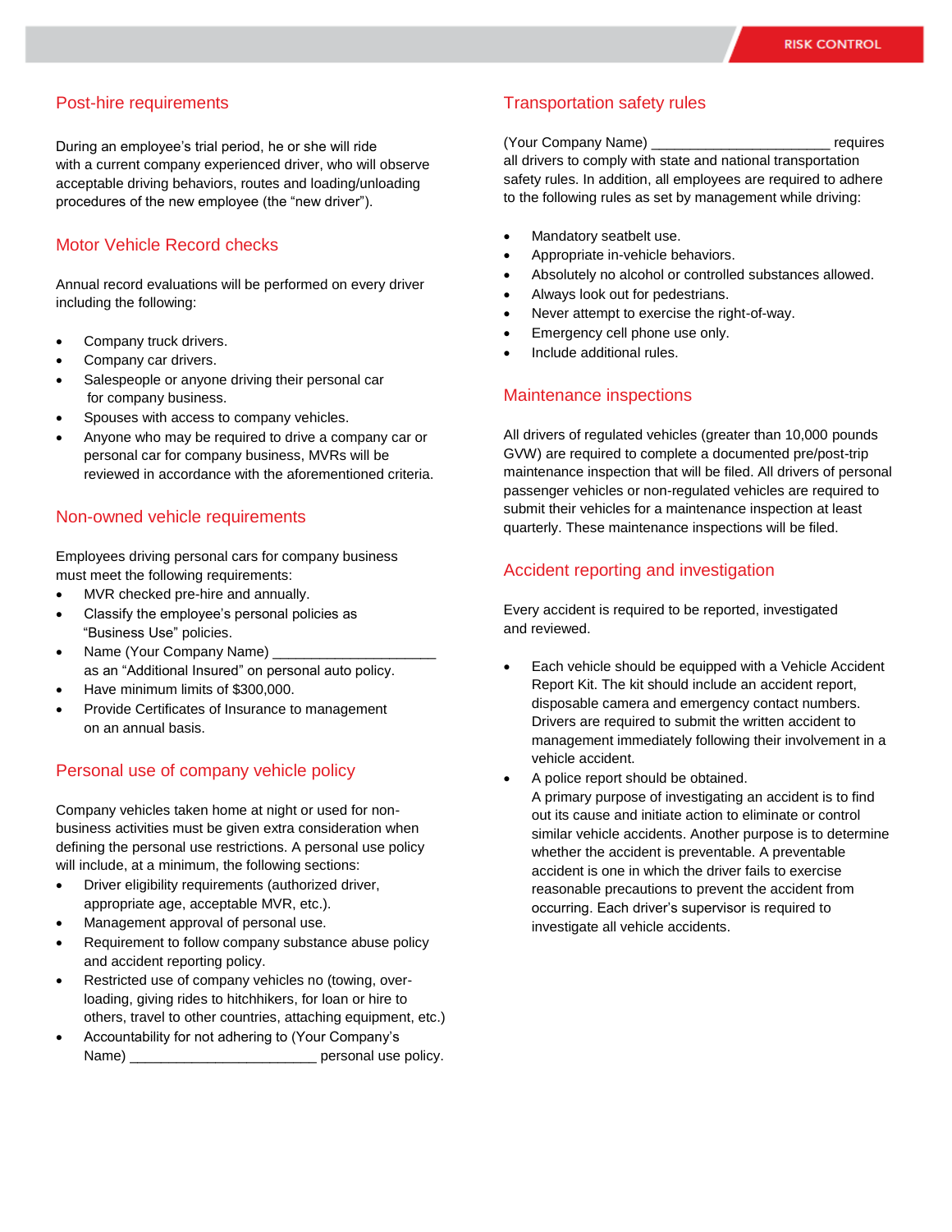## Post-hire requirements

During an employee's trial period, he or she will ride with a current company experienced driver, who will observe acceptable driving behaviors, routes and loading/unloading procedures of the new employee (the "new driver").

## Motor Vehicle Record checks

Annual record evaluations will be performed on every driver including the following:

- Company truck drivers.
- Company car drivers.
- Salespeople or anyone driving their personal car for company business.
- Spouses with access to company vehicles.
- Anyone who may be required to drive a company car or personal car for company business, MVRs will be reviewed in accordance with the aforementioned criteria.

## Non-owned vehicle requirements

Employees driving personal cars for company business must meet the following requirements:

- MVR checked pre-hire and annually.
- Classify the employee's personal policies as "Business Use" policies.
- Name (Your Company Name) _____________________ as an "Additional Insured" on personal auto policy.
- Have minimum limits of $300,000.
- Provide Certificates of Insurance to management on an annual basis.

## Personal use of company vehicle policy

Company vehicles taken home at night or used for non-business activities must be given extra consideration when defining the personal use restrictions. A personal use policy will include, at a minimum, the following sections:

- Driver eligibility requirements (authorized driver, appropriate age, acceptable MVR, etc.).
- Management approval of personal use.
- Requirement to follow company substance abuse policy and accident reporting policy.
- Restricted use of company vehicles no (towing, over-loading, giving rides to hitchhikers, for loan or hire to others, travel to other countries, attaching equipment, etc.)
- Accountability for not adhering to (Your Company's Name) ________________________ personal use policy.

## Transportation safety rules

(Your Company Name) ______________________ requires all drivers to comply with state and national transportation safety rules. In addition, all employees are required to adhere to the following rules as set by management while driving:

- Mandatory seatbelt use.
- Appropriate in-vehicle behaviors.
- Absolutely no alcohol or controlled substances allowed.
- Always look out for pedestrians.
- Never attempt to exercise the right-of-way.
- Emergency cell phone use only.
- Include additional rules.

## Maintenance inspections

All drivers of regulated vehicles (greater than 10,000 pounds GVW) are required to complete a documented pre/post-trip maintenance inspection that will be filed. All drivers of personal passenger vehicles or non-regulated vehicles are required to submit their vehicles for a maintenance inspection at least quarterly. These maintenance inspections will be filed.

## Accident reporting and investigation

Every accident is required to be reported, investigated and reviewed.

- Each vehicle should be equipped with a Vehicle Accident Report Kit. The kit should include an accident report, disposable camera and emergency contact numbers. Drivers are required to submit the written accident to management immediately following their involvement in a vehicle accident.
- A police report should be obtained.
  A primary purpose of investigating an accident is to find out its cause and initiate action to eliminate or control similar vehicle accidents. Another purpose is to determine whether the accident is preventable. A preventable accident is one in which the driver fails to exercise reasonable precautions to prevent the accident from occurring. Each driver's supervisor is required to investigate all vehicle accidents.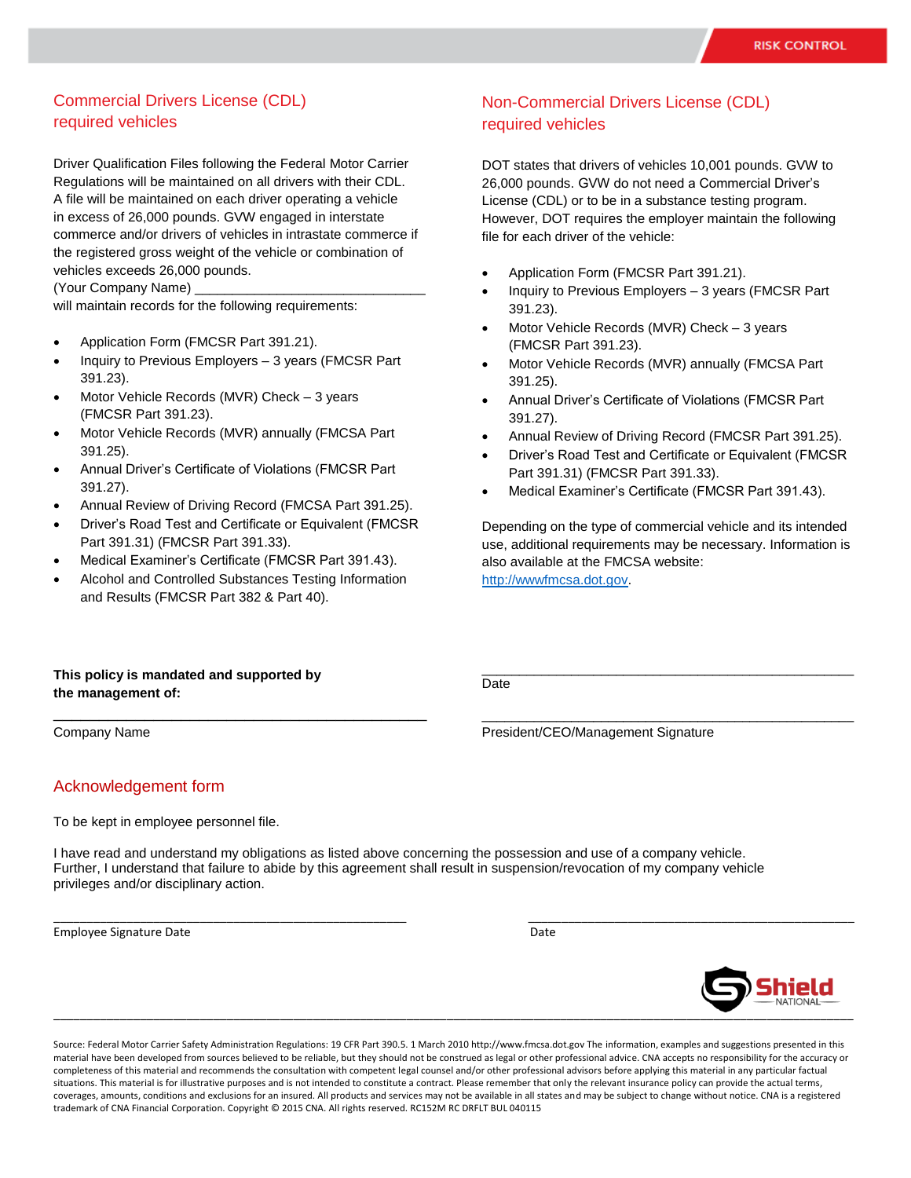## Commercial Drivers License (CDL) required vehicles

Driver Qualification Files following the Federal Motor Carrier Regulations will be maintained on all drivers with their CDL. A file will be maintained on each driver operating a vehicle in excess of 26,000 pounds. GVW engaged in interstate commerce and/or drivers of vehicles in intrastate commerce if the registered gross weight of the vehicle or combination of vehicles exceeds 26,000 pounds.
(Your Company Name) ______________________________
will maintain records for the following requirements:

- Application Form (FMCSR Part 391.21).
- Inquiry to Previous Employers – 3 years (FMCSR Part 391.23).
- Motor Vehicle Records (MVR) Check – 3 years (FMCSR Part 391.23).
- Motor Vehicle Records (MVR) annually (FMCSA Part 391.25).
- Annual Driver's Certificate of Violations (FMCSR Part 391.27).
- Annual Review of Driving Record (FMCSA Part 391.25).
- Driver's Road Test and Certificate or Equivalent (FMCSR Part 391.31) (FMCSR Part 391.33).
- Medical Examiner's Certificate (FMCSR Part 391.43).
- Alcohol and Controlled Substances Testing Information and Results (FMCSR Part 382 & Part 40).

## Non-Commercial Drivers License (CDL) required vehicles

DOT states that drivers of vehicles 10,001 pounds. GVW to 26,000 pounds. GVW do not need a Commercial Driver's License (CDL) or to be in a substance testing program. However, DOT requires the employer maintain the following file for each driver of the vehicle:

- Application Form (FMCSR Part 391.21).
- Inquiry to Previous Employers – 3 years (FMCSR Part 391.23).
- Motor Vehicle Records (MVR) Check – 3 years (FMCSR Part 391.23).
- Motor Vehicle Records (MVR) annually (FMCSA Part 391.25).
- Annual Driver's Certificate of Violations (FMCSR Part 391.27).
- Annual Review of Driving Record (FMCSR Part 391.25).
- Driver's Road Test and Certificate or Equivalent (FMCSR Part 391.31) (FMCSR Part 391.33).
- Medical Examiner's Certificate (FMCSR Part 391.43).

Depending on the type of commercial vehicle and its intended use, additional requirements may be necessary. Information is also available at the FMCSA website: http://wwwfmcsa.dot.gov.

**This policy is mandated and supported by the management of:**

______________________________
Company Name

______________________________
Date

______________________________
President/CEO/Management Signature

## Acknowledgement form

To be kept in employee personnel file.

I have read and understand my obligations as listed above concerning the possession and use of a company vehicle. Further, I understand that failure to abide by this agreement shall result in suspension/revocation of my company vehicle privileges and/or disciplinary action.

______________________________
Employee Signature Date

______________________________
Date

Shield NATIONAL

Source: Federal Motor Carrier Safety Administration Regulations: 19 CFR Part 390.5. 1 March 2010 http://www.fmcsa.dot.gov The information, examples and suggestions presented in this material have been developed from sources believed to be reliable, but they should not be construed as legal or other professional advice. CNA accepts no responsibility for the accuracy or completeness of this material and recommends the consultation with competent legal counsel and/or other professional advisors before applying this material in any particular factual situations. This material is for illustrative purposes and is not intended to constitute a contract. Please remember that only the relevant insurance policy can provide the actual terms, coverages, amounts, conditions and exclusions for an insured. All products and services may not be available in all states and may be subject to change without notice. CNA is a registered trademark of CNA Financial Corporation. Copyright © 2015 CNA. All rights reserved. RC152M RC DRFLT BUL 040115